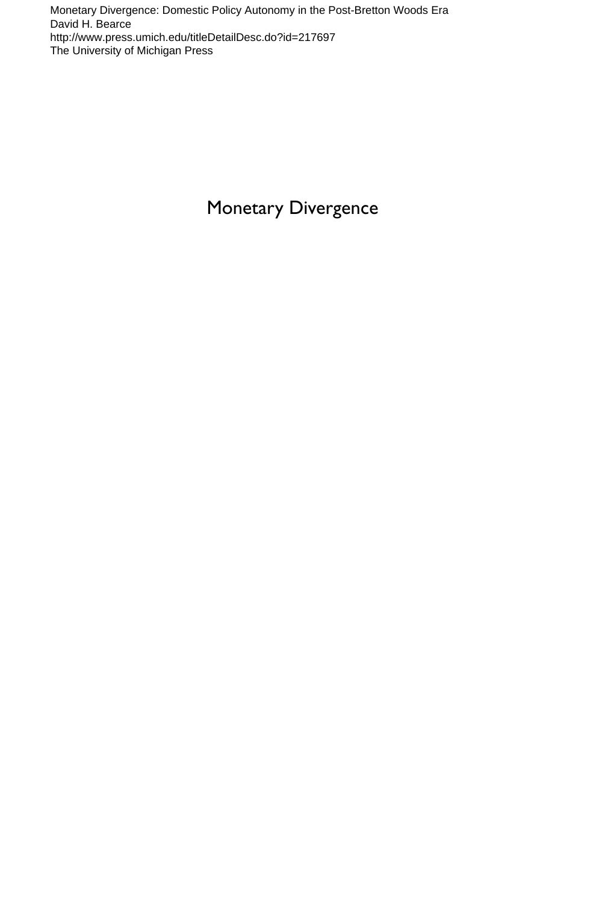Monetary Divergence: Domestic Policy Autonomy in the Post-Bretton Woods Era
David H. Bearce
http://www.press.umich.edu/titleDetailDesc.do?id=217697
The University of Michigan Press

# Monetary Divergence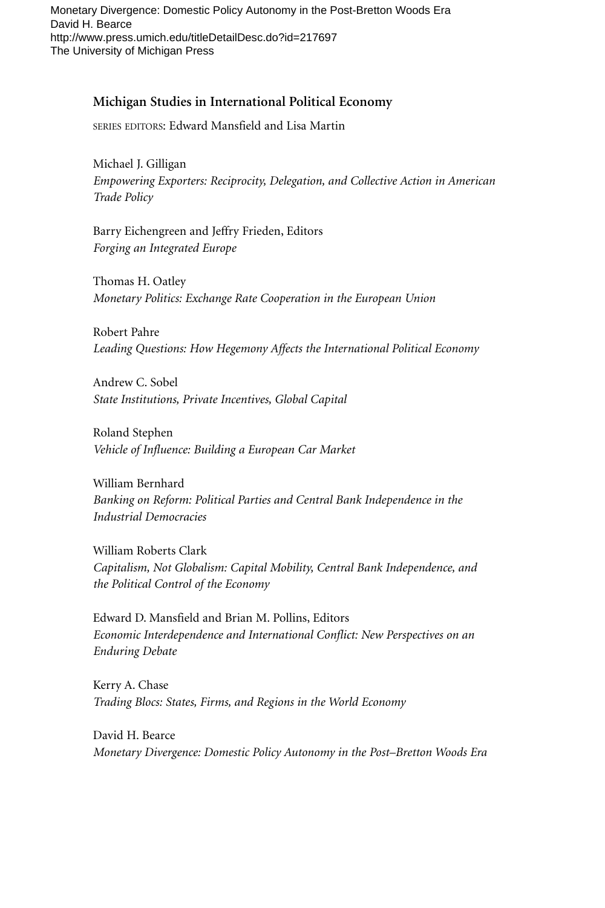## Michigan Studies in International Political Economy

SERIES EDITORS: Edward Mansfield and Lisa Martin

Michael J. Gilligan
*Empowering Exporters: Reciprocity, Delegation, and Collective Action in American Trade Policy*

Barry Eichengreen and Jeffry Frieden, Editors
*Forging an Integrated Europe*

Thomas H. Oatley
*Monetary Politics: Exchange Rate Cooperation in the European Union*

Robert Pahre
*Leading Questions: How Hegemony Affects the International Political Economy*

Andrew C. Sobel
*State Institutions, Private Incentives, Global Capital*

Roland Stephen
*Vehicle of Influence: Building a European Car Market*

William Bernhard
*Banking on Reform: Political Parties and Central Bank Independence in the Industrial Democracies*

William Roberts Clark
*Capitalism, Not Globalism: Capital Mobility, Central Bank Independence, and the Political Control of the Economy*

Edward D. Mansfield and Brian M. Pollins, Editors
*Economic Interdependence and International Conflict: New Perspectives on an Enduring Debate*

Kerry A. Chase
*Trading Blocs: States, Firms, and Regions in the World Economy*

David H. Bearce
*Monetary Divergence: Domestic Policy Autonomy in the Post–Bretton Woods Era*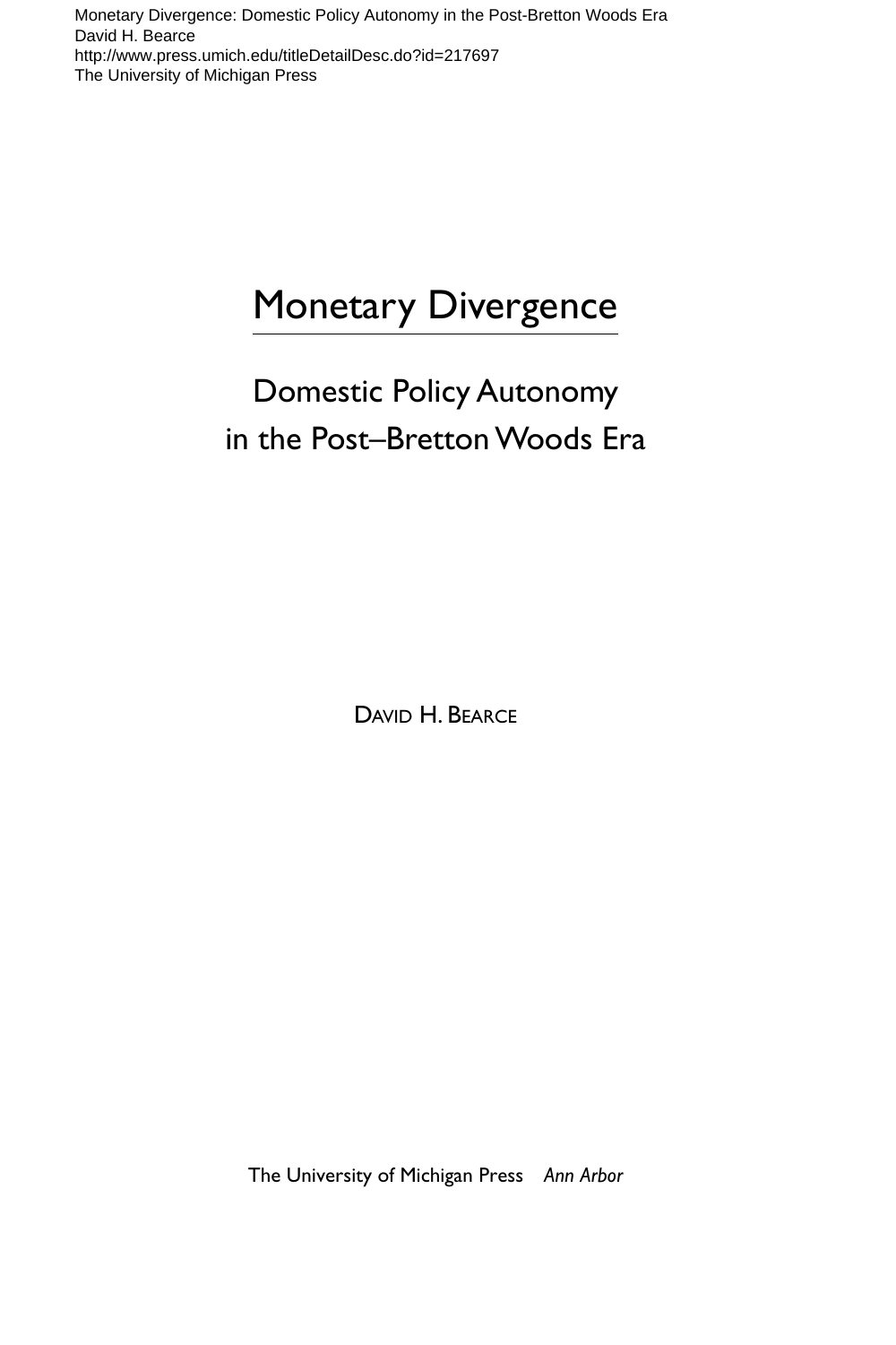# Monetary Divergence

## Domestic Policy Autonomy in the Post–Bretton Woods Era

David H. Bearce

The University of Michigan Press *Ann Arbor*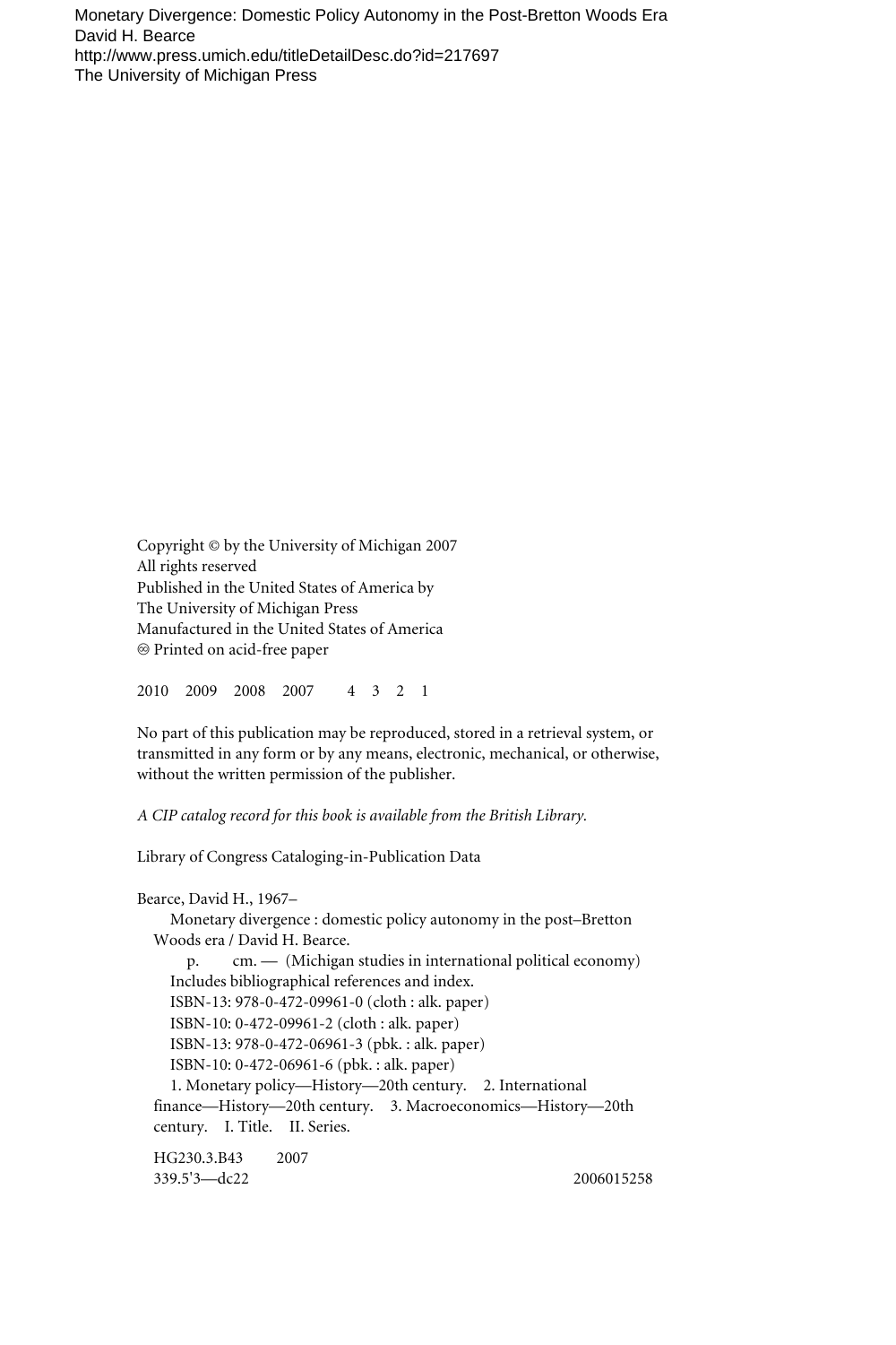Monetary Divergence: Domestic Policy Autonomy in the Post-Bretton Woods Era
David H. Bearce
http://www.press.umich.edu/titleDetailDesc.do?id=217697
The University of Michigan Press

Copyright © by the University of Michigan 2007
All rights reserved
Published in the United States of America by
The University of Michigan Press
Manufactured in the United States of America
♾ Printed on acid-free paper

2010 2009 2008 2007 4 3 2 1

No part of this publication may be reproduced, stored in a retrieval system, or transmitted in any form or by any means, electronic, mechanical, or otherwise, without the written permission of the publisher.

*A CIP catalog record for this book is available from the British Library.*

Library of Congress Cataloging-in-Publication Data

Bearce, David H., 1967–
Monetary divergence : domestic policy autonomy in the post–Bretton Woods era / David H. Bearce.
p. cm. — (Michigan studies in international political economy)
Includes bibliographical references and index.
ISBN-13: 978-0-472-09961-0 (cloth : alk. paper)
ISBN-10: 0-472-09961-2 (cloth : alk. paper)
ISBN-13: 978-0-472-06961-3 (pbk. : alk. paper)
ISBN-10: 0-472-06961-6 (pbk. : alk. paper)
1. Monetary policy—History—20th century. 2. International finance—History—20th century. 3. Macroeconomics—History—20th century. I. Title. II. Series.

HG230.3.B43 2007
339.5'3—dc22 2006015258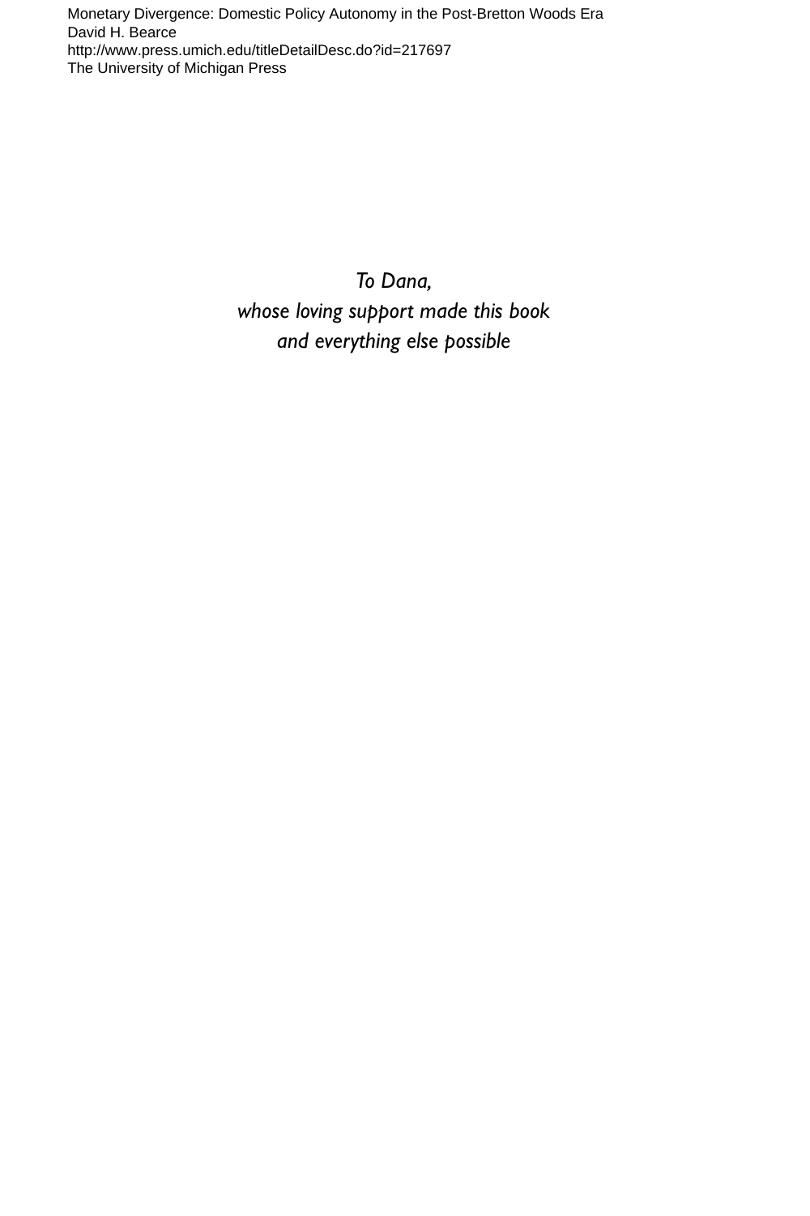*To Dana,*
*whose loving support made this book*
*and everything else possible*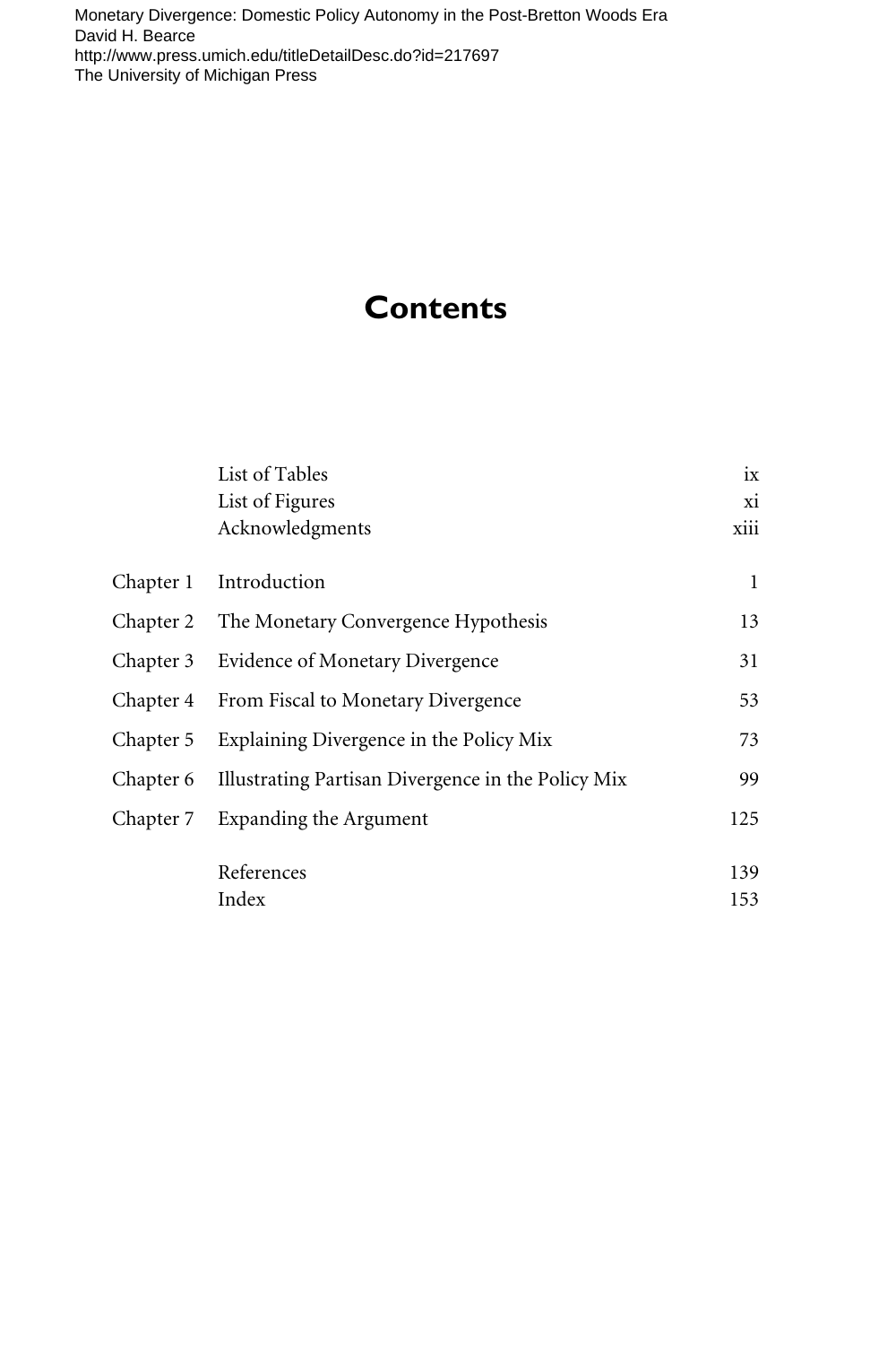# Contents

| | | |
|---|---|---|
| | List of Tables | ix |
| | List of Figures | xi |
| | Acknowledgments | xiii |
| Chapter 1 | Introduction | 1 |
| Chapter 2 | The Monetary Convergence Hypothesis | 13 |
| Chapter 3 | Evidence of Monetary Divergence | 31 |
| Chapter 4 | From Fiscal to Monetary Divergence | 53 |
| Chapter 5 | Explaining Divergence in the Policy Mix | 73 |
| Chapter 6 | Illustrating Partisan Divergence in the Policy Mix | 99 |
| Chapter 7 | Expanding the Argument | 125 |
| | References | 139 |
| | Index | 153 |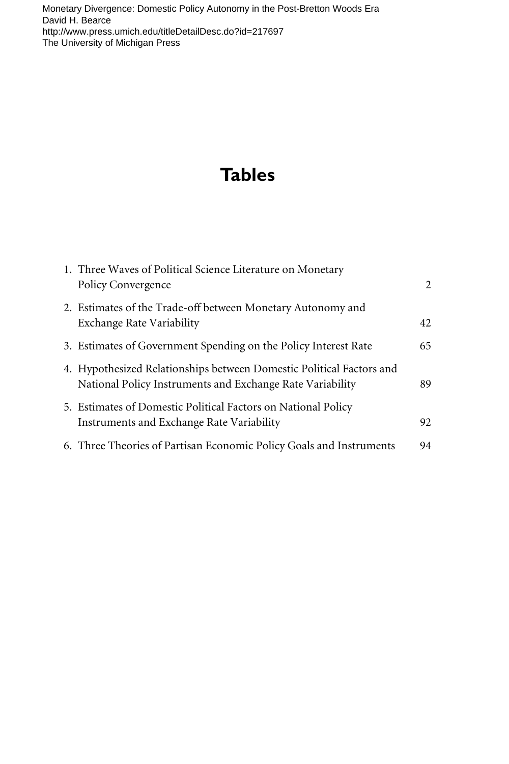# Tables

1. Three Waves of Political Science Literature on Monetary Policy Convergence 2
2. Estimates of the Trade-off between Monetary Autonomy and Exchange Rate Variability 42
3. Estimates of Government Spending on the Policy Interest Rate 65
4. Hypothesized Relationships between Domestic Political Factors and National Policy Instruments and Exchange Rate Variability 89
5. Estimates of Domestic Political Factors on National Policy Instruments and Exchange Rate Variability 92
6. Three Theories of Partisan Economic Policy Goals and Instruments 94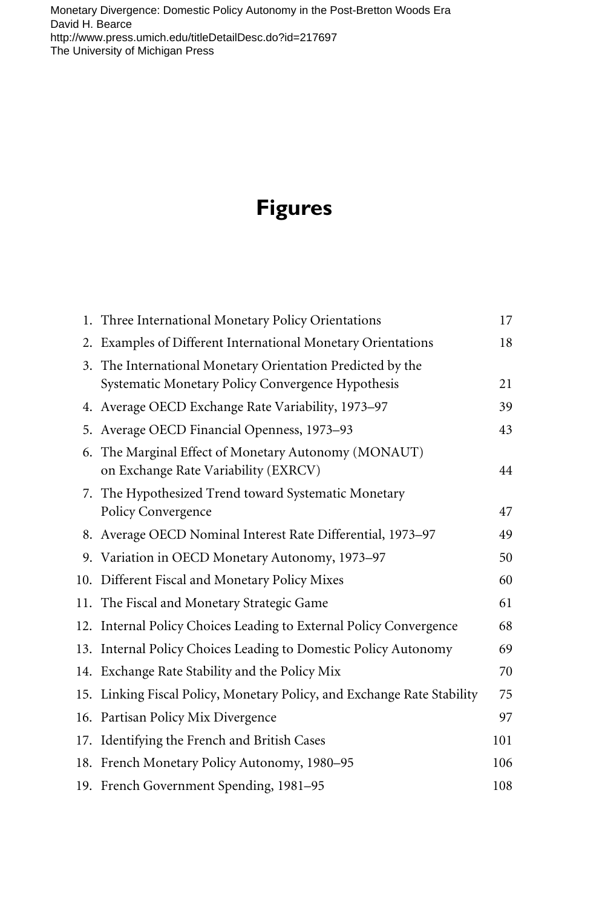# Figures

| | | |
|---|---|---|
| 1. | Three International Monetary Policy Orientations | 17 |
| 2. | Examples of Different International Monetary Orientations | 18 |
| 3. | The International Monetary Orientation Predicted by the Systematic Monetary Policy Convergence Hypothesis | 21 |
| 4. | Average OECD Exchange Rate Variability, 1973–97 | 39 |
| 5. | Average OECD Financial Openness, 1973–93 | 43 |
| 6. | The Marginal Effect of Monetary Autonomy (MONAUT) on Exchange Rate Variability (EXRCV) | 44 |
| 7. | The Hypothesized Trend toward Systematic Monetary Policy Convergence | 47 |
| 8. | Average OECD Nominal Interest Rate Differential, 1973–97 | 49 |
| 9. | Variation in OECD Monetary Autonomy, 1973–97 | 50 |
| 10. | Different Fiscal and Monetary Policy Mixes | 60 |
| 11. | The Fiscal and Monetary Strategic Game | 61 |
| 12. | Internal Policy Choices Leading to External Policy Convergence | 68 |
| 13. | Internal Policy Choices Leading to Domestic Policy Autonomy | 69 |
| 14. | Exchange Rate Stability and the Policy Mix | 70 |
| 15. | Linking Fiscal Policy, Monetary Policy, and Exchange Rate Stability | 75 |
| 16. | Partisan Policy Mix Divergence | 97 |
| 17. | Identifying the French and British Cases | 101 |
| 18. | French Monetary Policy Autonomy, 1980–95 | 106 |
| 19. | French Government Spending, 1981–95 | 108 |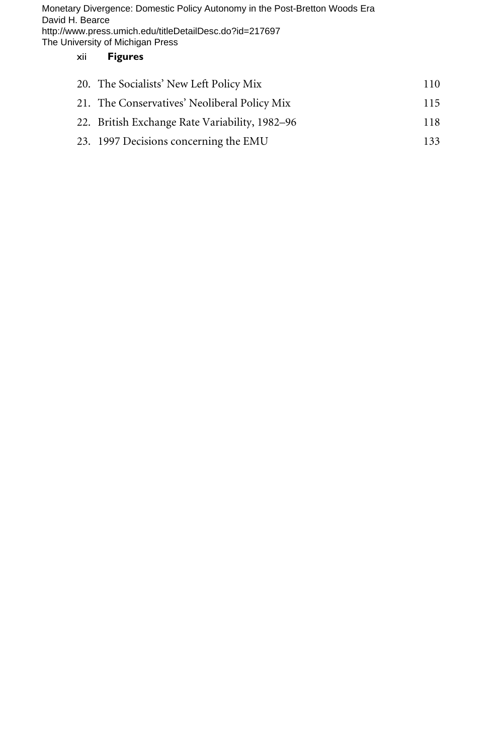20. The Socialists' New Left Policy Mix 110
21. The Conservatives' Neoliberal Policy Mix 115
22. British Exchange Rate Variability, 1982–96 118
23. 1997 Decisions concerning the EMU 133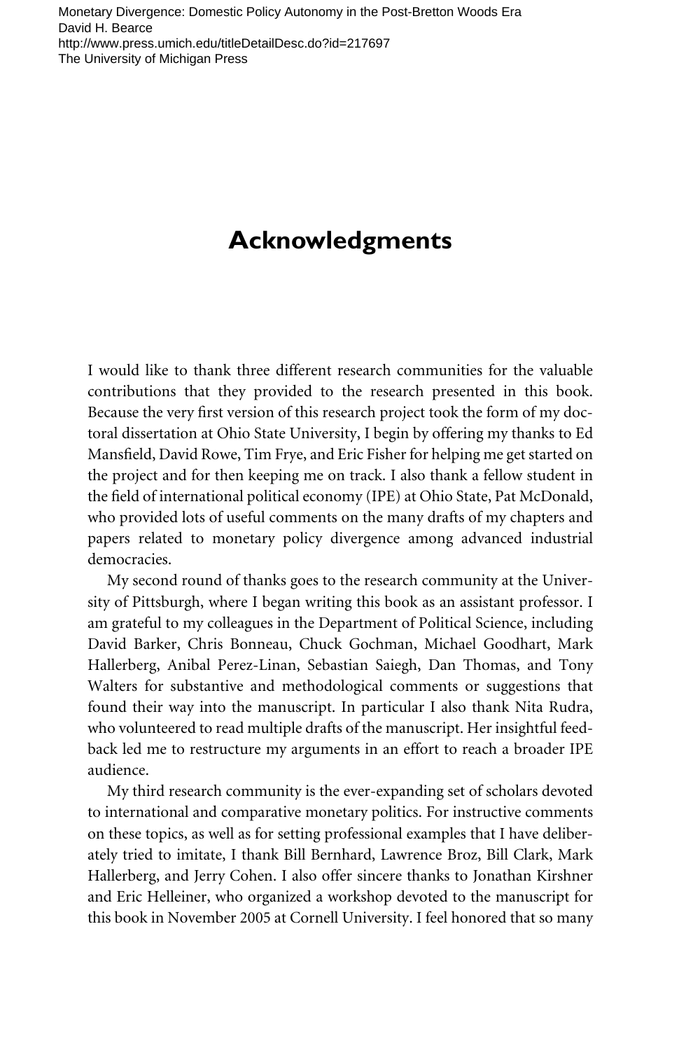# Acknowledgments

I would like to thank three different research communities for the valuable contributions that they provided to the research presented in this book. Because the very first version of this research project took the form of my doctoral dissertation at Ohio State University, I begin by offering my thanks to Ed Mansfield, David Rowe, Tim Frye, and Eric Fisher for helping me get started on the project and for then keeping me on track. I also thank a fellow student in the field of international political economy (IPE) at Ohio State, Pat McDonald, who provided lots of useful comments on the many drafts of my chapters and papers related to monetary policy divergence among advanced industrial democracies.

My second round of thanks goes to the research community at the University of Pittsburgh, where I began writing this book as an assistant professor. I am grateful to my colleagues in the Department of Political Science, including David Barker, Chris Bonneau, Chuck Gochman, Michael Goodhart, Mark Hallerberg, Anibal Perez-Linan, Sebastian Saiegh, Dan Thomas, and Tony Walters for substantive and methodological comments or suggestions that found their way into the manuscript. In particular I also thank Nita Rudra, who volunteered to read multiple drafts of the manuscript. Her insightful feedback led me to restructure my arguments in an effort to reach a broader IPE audience.

My third research community is the ever-expanding set of scholars devoted to international and comparative monetary politics. For instructive comments on these topics, as well as for setting professional examples that I have deliberately tried to imitate, I thank Bill Bernhard, Lawrence Broz, Bill Clark, Mark Hallerberg, and Jerry Cohen. I also offer sincere thanks to Jonathan Kirshner and Eric Helleiner, who organized a workshop devoted to the manuscript for this book in November 2005 at Cornell University. I feel honored that so many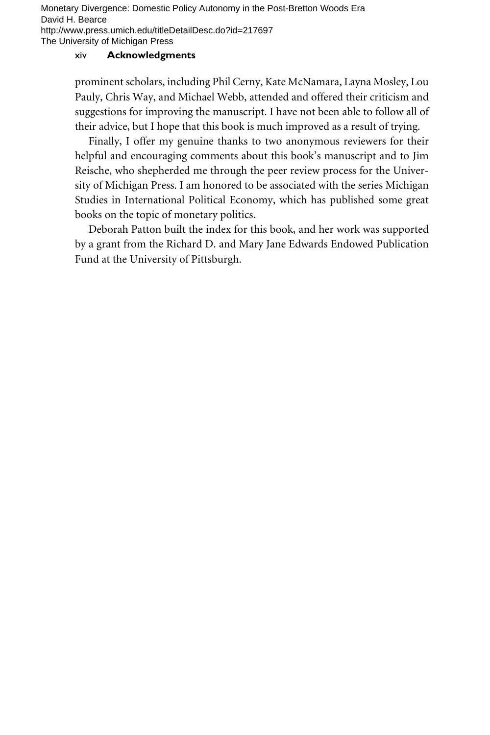prominent scholars, including Phil Cerny, Kate McNamara, Layna Mosley, Lou Pauly, Chris Way, and Michael Webb, attended and offered their criticism and suggestions for improving the manuscript. I have not been able to follow all of their advice, but I hope that this book is much improved as a result of trying.

Finally, I offer my genuine thanks to two anonymous reviewers for their helpful and encouraging comments about this book's manuscript and to Jim Reische, who shepherded me through the peer review process for the University of Michigan Press. I am honored to be associated with the series Michigan Studies in International Political Economy, which has published some great books on the topic of monetary politics.

Deborah Patton built the index for this book, and her work was supported by a grant from the Richard D. and Mary Jane Edwards Endowed Publication Fund at the University of Pittsburgh.